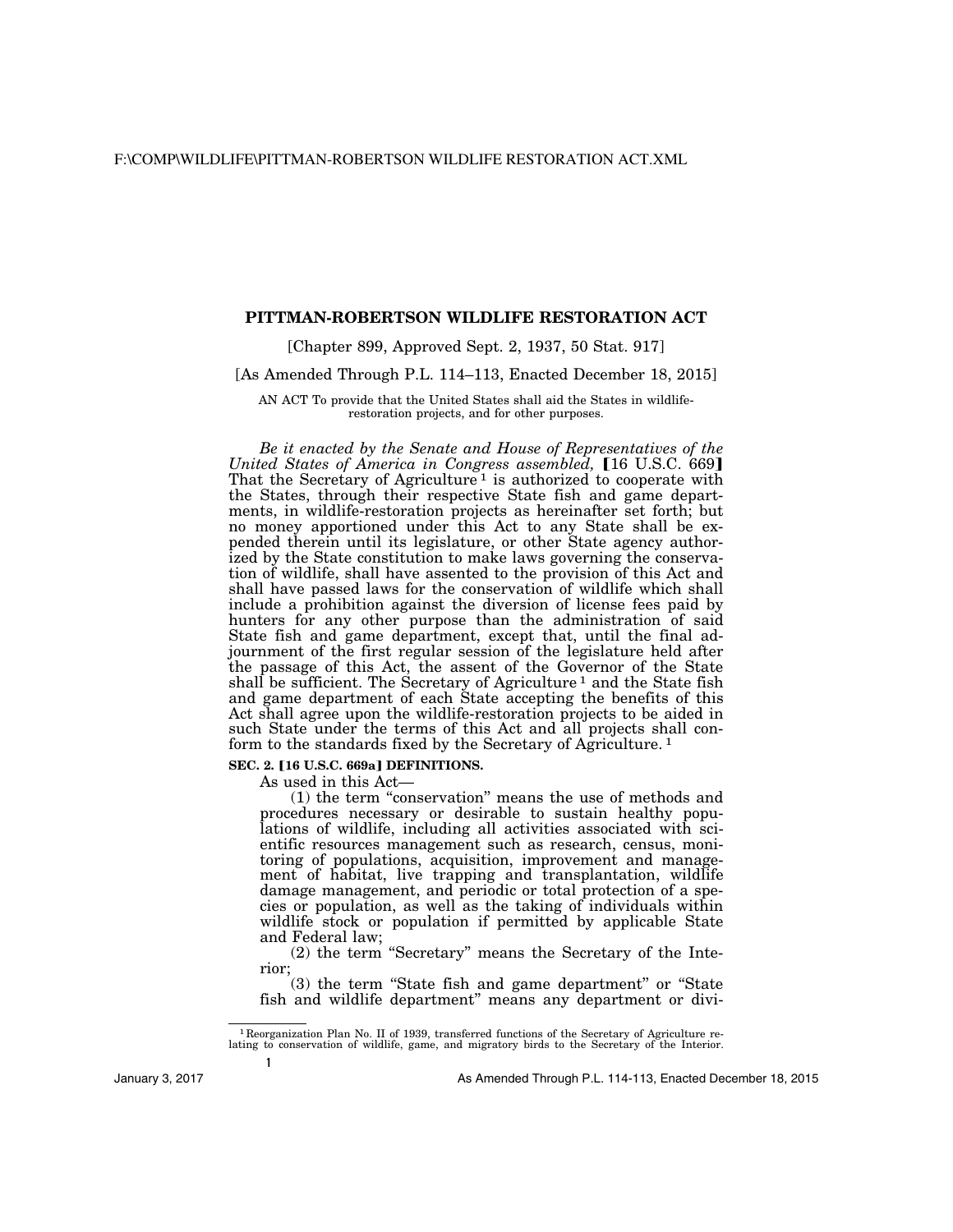# PITTMAN-ROBERTSON WILDLIFE RESTORATION ACT

[Chapter 899, Approved Sept. 2, 1937, 50 Stat. 917]

[As Amended Through P.L. 114–113, Enacted December 18, 2015]

AN ACT To provide that the United States shall aid the States in wildlife-restoration projects, and for other purposes.

*Be it enacted by the Senate and House of Representatives of the United States of America in Congress assembled,* [16 U.S.C. 669] That the Secretary of Agriculture[1] is authorized to cooperate with the States, through their respective State fish and game departments, in wildlife-restoration projects as hereinafter set forth; but no money apportioned under this Act to any State shall be expended therein until its legislature, or other State agency authorized by the State constitution to make laws governing the conservation of wildlife, shall have assented to the provision of this Act and shall have passed laws for the conservation of wildlife which shall include a prohibition against the diversion of license fees paid by hunters for any other purpose than the administration of said State fish and game department, except that, until the final adjournment of the first regular session of the legislature held after the passage of this Act, the assent of the Governor of the State shall be sufficient. The Secretary of Agriculture[1] and the State fish and game department of each State accepting the benefits of this Act shall agree upon the wildlife-restoration projects to be aided in such State under the terms of this Act and all projects shall conform to the standards fixed by the Secretary of Agriculture.[1]

**SEC. 2. [16 U.S.C. 669a] DEFINITIONS.**

As used in this Act—

(1) the term "conservation" means the use of methods and procedures necessary or desirable to sustain healthy populations of wildlife, including all activities associated with scientific resources management such as research, census, monitoring of populations, acquisition, improvement and management of habitat, live trapping and transplantation, wildlife damage management, and periodic or total protection of a species or population, as well as the taking of individuals within wildlife stock or population if permitted by applicable State and Federal law;

(2) the term "Secretary" means the Secretary of the Interior;

(3) the term "State fish and game department" or "State fish and wildlife department" means any department or divi-

[1] Reorganization Plan No. II of 1939, transferred functions of the Secretary of Agriculture relating to conservation of wildlife, game, and migratory birds to the Secretary of the Interior.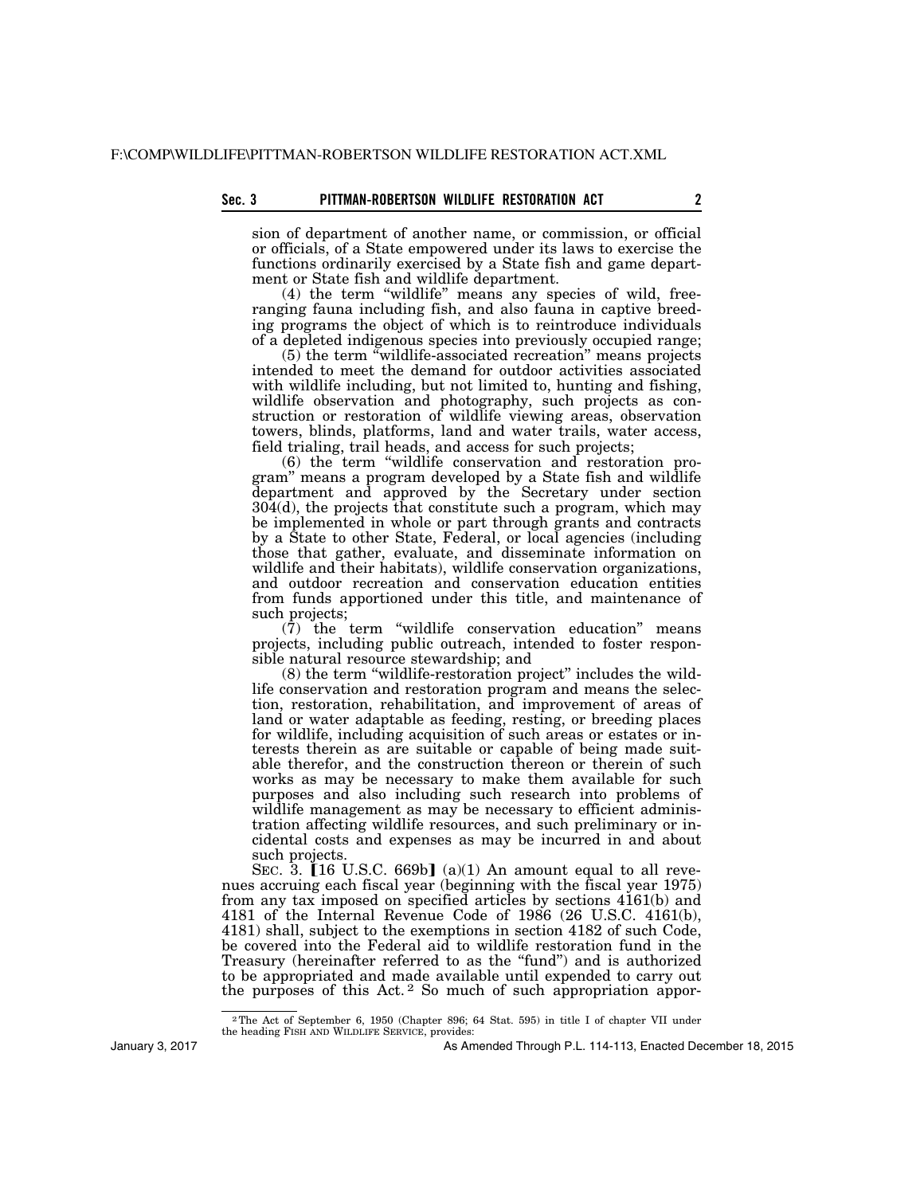sion of department of another name, or commission, or official or officials, of a State empowered under its laws to exercise the functions ordinarily exercised by a State fish and game department or State fish and wildlife department.

(4) the term "wildlife" means any species of wild, free-ranging fauna including fish, and also fauna in captive breeding programs the object of which is to reintroduce individuals of a depleted indigenous species into previously occupied range;

(5) the term "wildlife-associated recreation" means projects intended to meet the demand for outdoor activities associated with wildlife including, but not limited to, hunting and fishing, wildlife observation and photography, such projects as construction or restoration of wildlife viewing areas, observation towers, blinds, platforms, land and water trails, water access, field trialing, trail heads, and access for such projects;

(6) the term "wildlife conservation and restoration program" means a program developed by a State fish and wildlife department and approved by the Secretary under section 304(d), the projects that constitute such a program, which may be implemented in whole or part through grants and contracts by a State to other State, Federal, or local agencies (including those that gather, evaluate, and disseminate information on wildlife and their habitats), wildlife conservation organizations, and outdoor recreation and conservation education entities from funds apportioned under this title, and maintenance of such projects;

(7) the term "wildlife conservation education" means projects, including public outreach, intended to foster responsible natural resource stewardship; and

(8) the term "wildlife-restoration project" includes the wildlife conservation and restoration program and means the selection, restoration, rehabilitation, and improvement of areas of land or water adaptable as feeding, resting, or breeding places for wildlife, including acquisition of such areas or estates or interests therein as are suitable or capable of being made suitable therefor, and the construction thereon or therein of such works as may be necessary to make them available for such purposes and also including such research into problems of wildlife management as may be necessary to efficient administration affecting wildlife resources, and such preliminary or incidental costs and expenses as may be incurred in and about such projects.

SEC. 3. [16 U.S.C. 669b] (a)(1) An amount equal to all revenues accruing each fiscal year (beginning with the fiscal year 1975) from any tax imposed on specified articles by sections 4161(b) and 4181 of the Internal Revenue Code of 1986 (26 U.S.C. 4161(b), 4181) shall, subject to the exemptions in section 4182 of such Code, be covered into the Federal aid to wildlife restoration fund in the Treasury (hereinafter referred to as the "fund") and is authorized to be appropriated and made available until expended to carry out the purposes of this Act.[2] So much of such appropriation appor-

[2] The Act of September 6, 1950 (Chapter 896; 64 Stat. 595) in title I of chapter VII under the heading FISH AND WILDLIFE SERVICE, provides: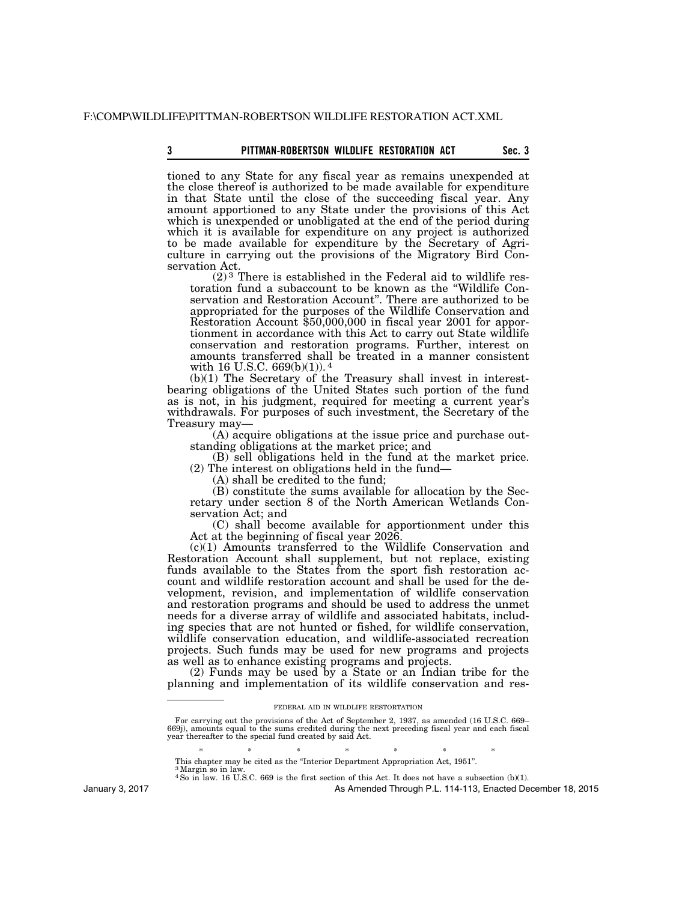tioned to any State for any fiscal year as remains unexpended at the close thereof is authorized to be made available for expenditure in that State until the close of the succeeding fiscal year. Any amount apportioned to any State under the provisions of this Act which is unexpended or unobligated at the end of the period during which it is available for expenditure on any project is authorized to be made available for expenditure by the Secretary of Agriculture in carrying out the provisions of the Migratory Bird Conservation Act.

(2)[3] There is established in the Federal aid to wildlife restoration fund a subaccount to be known as the "Wildlife Conservation and Restoration Account". There are authorized to be appropriated for the purposes of the Wildlife Conservation and Restoration Account $50,000,000 in fiscal year 2001 for apportionment in accordance with this Act to carry out State wildlife conservation and restoration programs. Further, interest on amounts transferred shall be treated in a manner consistent with 16 U.S.C. 669(b)(1)).[4]

(b)(1) The Secretary of the Treasury shall invest in interest-bearing obligations of the United States such portion of the fund as is not, in his judgment, required for meeting a current year's withdrawals. For purposes of such investment, the Secretary of the Treasury may—

(A) acquire obligations at the issue price and purchase outstanding obligations at the market price; and

(B) sell obligations held in the fund at the market price.

(2) The interest on obligations held in the fund—

(A) shall be credited to the fund;

(B) constitute the sums available for allocation by the Secretary under section 8 of the North American Wetlands Conservation Act; and

(C) shall become available for apportionment under this Act at the beginning of fiscal year 2026.

(c)(1) Amounts transferred to the Wildlife Conservation and Restoration Account shall supplement, but not replace, existing funds available to the States from the sport fish restoration account and wildlife restoration account and shall be used for the development, revision, and implementation of wildlife conservation and restoration programs and should be used to address the unmet needs for a diverse array of wildlife and associated habitats, including species that are not hunted or fished, for wildlife conservation, wildlife conservation education, and wildlife-associated recreation projects. Such funds may be used for new programs and projects as well as to enhance existing programs and projects.

(2) Funds may be used by a State or an Indian tribe for the planning and implementation of its wildlife conservation and res-

---

FEDERAL AID IN WILDLIFE RESTORTATION

For carrying out the provisions of the Act of September 2, 1937, as amended (16 U.S.C. 669–669j), amounts equal to the sums credited during the next preceding fiscal year and each fiscal year thereafter to the special fund created by said Act.

\* \* \* \* \* \* \*

This chapter may be cited as the "Interior Department Appropriation Act, 1951".

[3] Margin so in law.

[4] So in law. 16 U.S.C. 669 is the first section of this Act. It does not have a subsection (b)(1).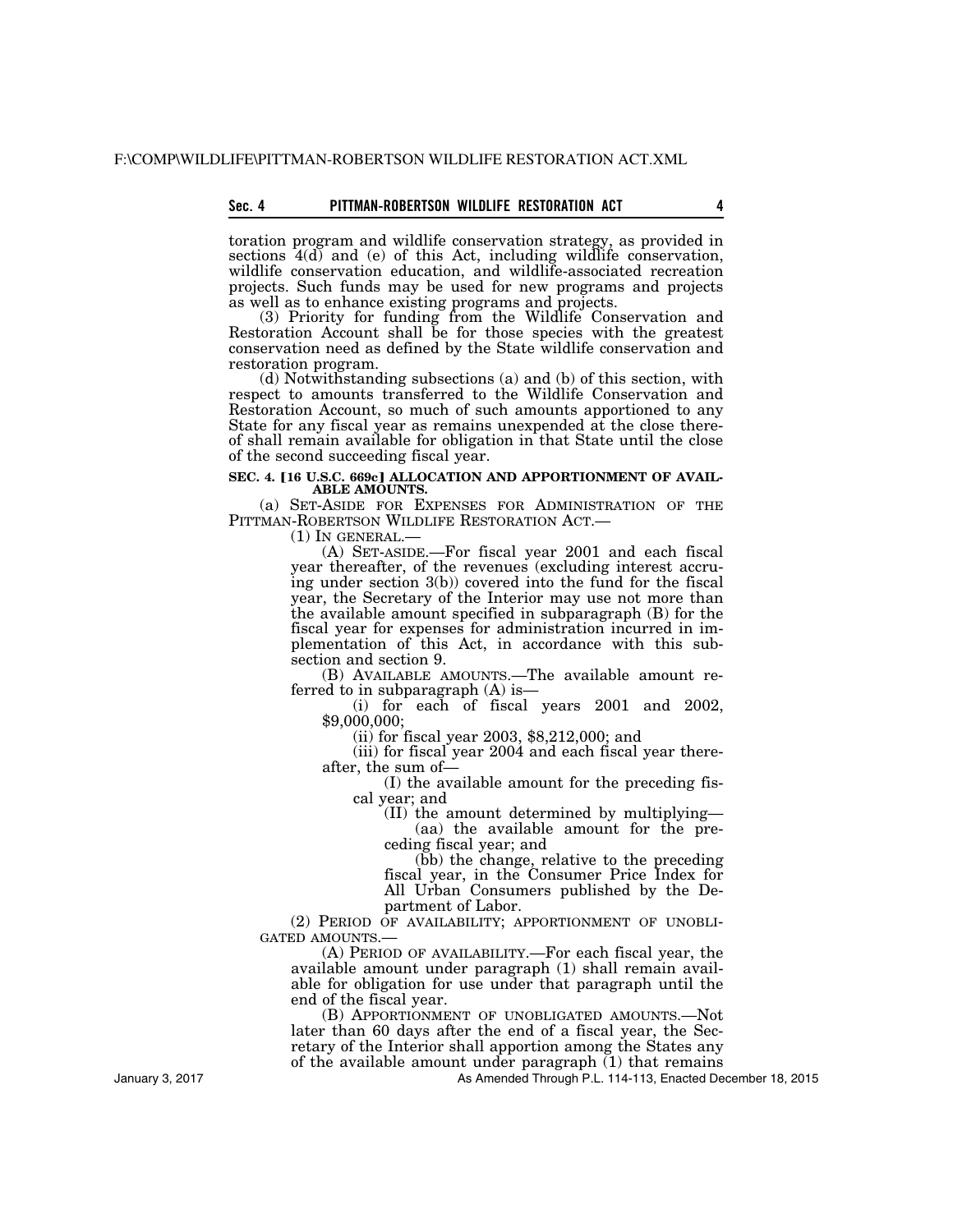toration program and wildlife conservation strategy, as provided in sections 4(d) and (e) of this Act, including wildlife conservation, wildlife conservation education, and wildlife-associated recreation projects. Such funds may be used for new programs and projects as well as to enhance existing programs and projects.

(3) Priority for funding from the Wildlife Conservation and Restoration Account shall be for those species with the greatest conservation need as defined by the State wildlife conservation and restoration program.

(d) Notwithstanding subsections (a) and (b) of this section, with respect to amounts transferred to the Wildlife Conservation and Restoration Account, so much of such amounts apportioned to any State for any fiscal year as remains unexpended at the close thereof shall remain available for obligation in that State until the close of the second succeeding fiscal year.

**SEC. 4. [16 U.S.C. 669c] ALLOCATION AND APPORTIONMENT OF AVAILABLE AMOUNTS.**

(a) SET-ASIDE FOR EXPENSES FOR ADMINISTRATION OF THE PITTMAN-ROBERTSON WILDLIFE RESTORATION ACT.—

(1) IN GENERAL.—

(A) SET-ASIDE.—For fiscal year 2001 and each fiscal year thereafter, of the revenues (excluding interest accruing under section 3(b)) covered into the fund for the fiscal year, the Secretary of the Interior may use not more than the available amount specified in subparagraph (B) for the fiscal year for expenses for administration incurred in implementation of this Act, in accordance with this subsection and section 9.

(B) AVAILABLE AMOUNTS.—The available amount referred to in subparagraph (A) is—

(i) for each of fiscal years 2001 and 2002, $9,000,000;

(ii) for fiscal year 2003, $8,212,000; and

(iii) for fiscal year 2004 and each fiscal year thereafter, the sum of—

(I) the available amount for the preceding fiscal year; and

(II) the amount determined by multiplying—

(aa) the available amount for the preceding fiscal year; and

(bb) the change, relative to the preceding fiscal year, in the Consumer Price Index for All Urban Consumers published by the Department of Labor.

(2) PERIOD OF AVAILABILITY; APPORTIONMENT OF UNOBLIGATED AMOUNTS.—

(A) PERIOD OF AVAILABILITY.—For each fiscal year, the available amount under paragraph (1) shall remain available for obligation for use under that paragraph until the end of the fiscal year.

(B) APPORTIONMENT OF UNOBLIGATED AMOUNTS.—Not later than 60 days after the end of a fiscal year, the Secretary of the Interior shall apportion among the States any of the available amount under paragraph (1) that remains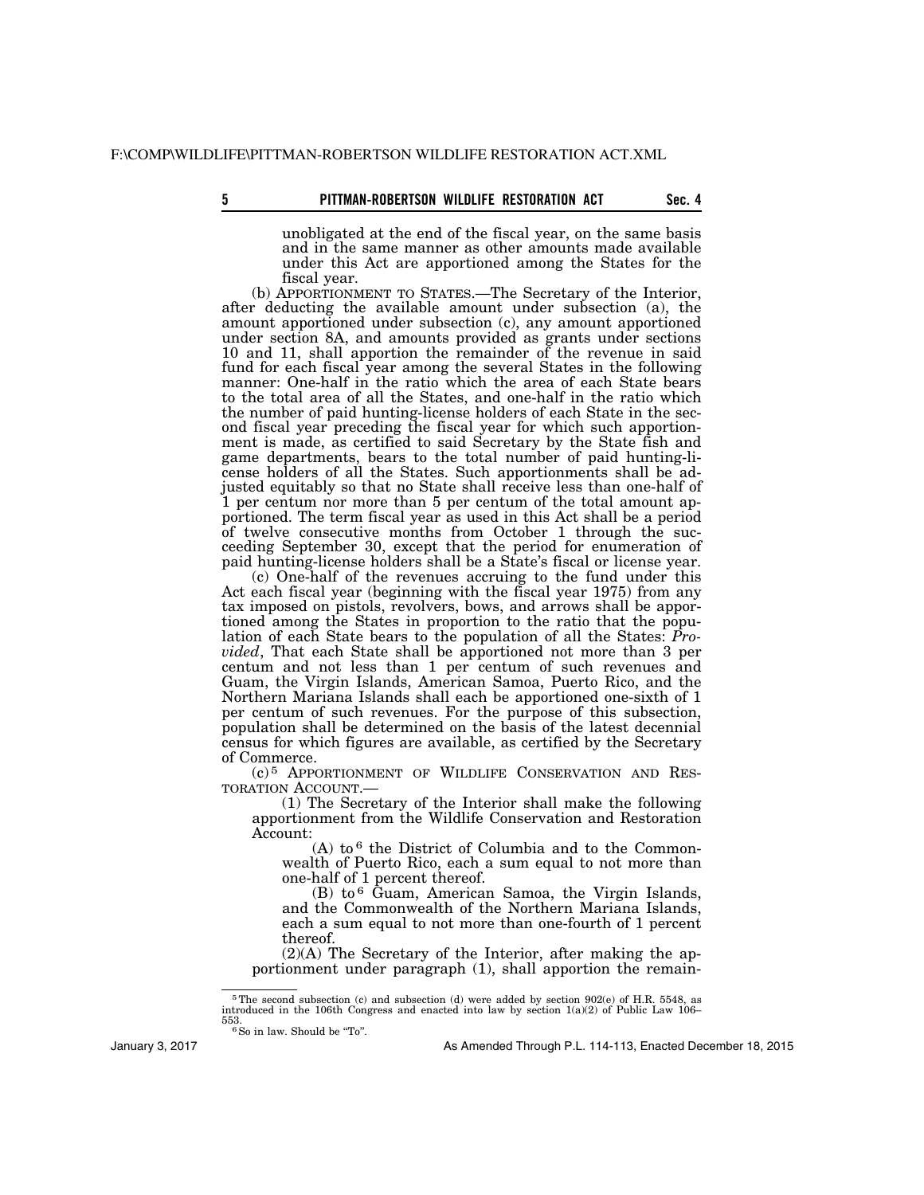unobligated at the end of the fiscal year, on the same basis and in the same manner as other amounts made available under this Act are apportioned among the States for the fiscal year.

(b) APPORTIONMENT TO STATES.—The Secretary of the Interior, after deducting the available amount under subsection (a), the amount apportioned under subsection (c), any amount apportioned under section 8A, and amounts provided as grants under sections 10 and 11, shall apportion the remainder of the revenue in said fund for each fiscal year among the several States in the following manner: One-half in the ratio which the area of each State bears to the total area of all the States, and one-half in the ratio which the number of paid hunting-license holders of each State in the second fiscal year preceding the fiscal year for which such apportionment is made, as certified to said Secretary by the State fish and game departments, bears to the total number of paid hunting-license holders of all the States. Such apportionments shall be adjusted equitably so that no State shall receive less than one-half of 1 per centum nor more than 5 per centum of the total amount apportioned. The term fiscal year as used in this Act shall be a period of twelve consecutive months from October 1 through the succeeding September 30, except that the period for enumeration of paid hunting-license holders shall be a State's fiscal or license year.

(c) One-half of the revenues accruing to the fund under this Act each fiscal year (beginning with the fiscal year 1975) from any tax imposed on pistols, revolvers, bows, and arrows shall be apportioned among the States in proportion to the ratio that the population of each State bears to the population of all the States: *Provided*, That each State shall be apportioned not more than 3 per centum and not less than 1 per centum of such revenues and Guam, the Virgin Islands, American Samoa, Puerto Rico, and the Northern Mariana Islands shall each be apportioned one-sixth of 1 per centum of such revenues. For the purpose of this subsection, population shall be determined on the basis of the latest decennial census for which figures are available, as certified by the Secretary of Commerce.

(c)[5] APPORTIONMENT OF WILDLIFE CONSERVATION AND RESTORATION ACCOUNT.—

(1) The Secretary of the Interior shall make the following apportionment from the Wildlife Conservation and Restoration Account:

(A) to[6] the District of Columbia and to the Commonwealth of Puerto Rico, each a sum equal to not more than one-half of 1 percent thereof.

(B) to[6] Guam, American Samoa, the Virgin Islands, and the Commonwealth of the Northern Mariana Islands, each a sum equal to not more than one-fourth of 1 percent thereof.

(2)(A) The Secretary of the Interior, after making the apportionment under paragraph (1), shall apportion the remain-

---

[5] The second subsection (c) and subsection (d) were added by section 902(e) of H.R. 5548, as introduced in the 106th Congress and enacted into law by section 1(a)(2) of Public Law 106–553.

[6] So in law. Should be "To".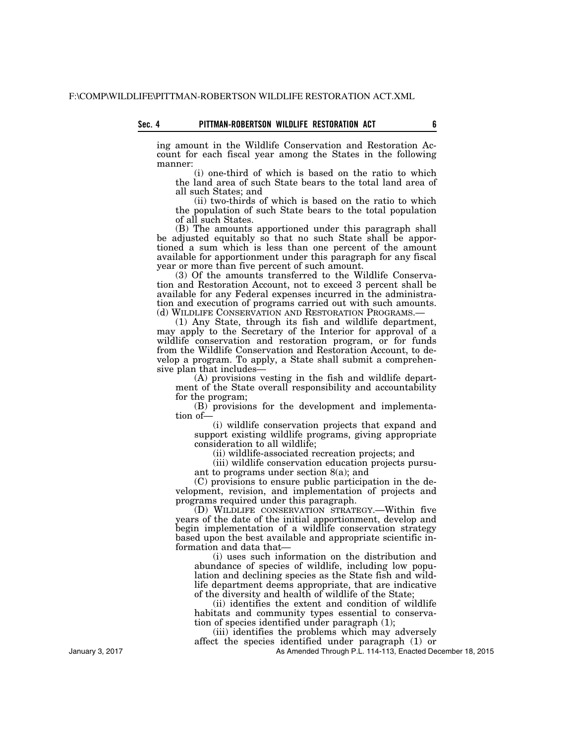ing amount in the Wildlife Conservation and Restoration Account for each fiscal year among the States in the following manner:

(i) one-third of which is based on the ratio to which the land area of such State bears to the total land area of all such States; and

(ii) two-thirds of which is based on the ratio to which the population of such State bears to the total population of all such States.

(B) The amounts apportioned under this paragraph shall be adjusted equitably so that no such State shall be apportioned a sum which is less than one percent of the amount available for apportionment under this paragraph for any fiscal year or more than five percent of such amount.

(3) Of the amounts transferred to the Wildlife Conservation and Restoration Account, not to exceed 3 percent shall be available for any Federal expenses incurred in the administration and execution of programs carried out with such amounts.

(d) WILDLIFE CONSERVATION AND RESTORATION PROGRAMS.—

(1) Any State, through its fish and wildlife department, may apply to the Secretary of the Interior for approval of a wildlife conservation and restoration program, or for funds from the Wildlife Conservation and Restoration Account, to develop a program. To apply, a State shall submit a comprehensive plan that includes—

(A) provisions vesting in the fish and wildlife department of the State overall responsibility and accountability for the program;

(B) provisions for the development and implementation of—

(i) wildlife conservation projects that expand and support existing wildlife programs, giving appropriate consideration to all wildlife;

(ii) wildlife-associated recreation projects; and

(iii) wildlife conservation education projects pursuant to programs under section 8(a); and

(C) provisions to ensure public participation in the development, revision, and implementation of projects and programs required under this paragraph.

(D) WILDLIFE CONSERVATION STRATEGY.—Within five years of the date of the initial apportionment, develop and begin implementation of a wildlife conservation strategy based upon the best available and appropriate scientific information and data that—

(i) uses such information on the distribution and abundance of species of wildlife, including low population and declining species as the State fish and wildlife department deems appropriate, that are indicative of the diversity and health of wildlife of the State;

(ii) identifies the extent and condition of wildlife habitats and community types essential to conservation of species identified under paragraph (1);

(iii) identifies the problems which may adversely affect the species identified under paragraph (1) or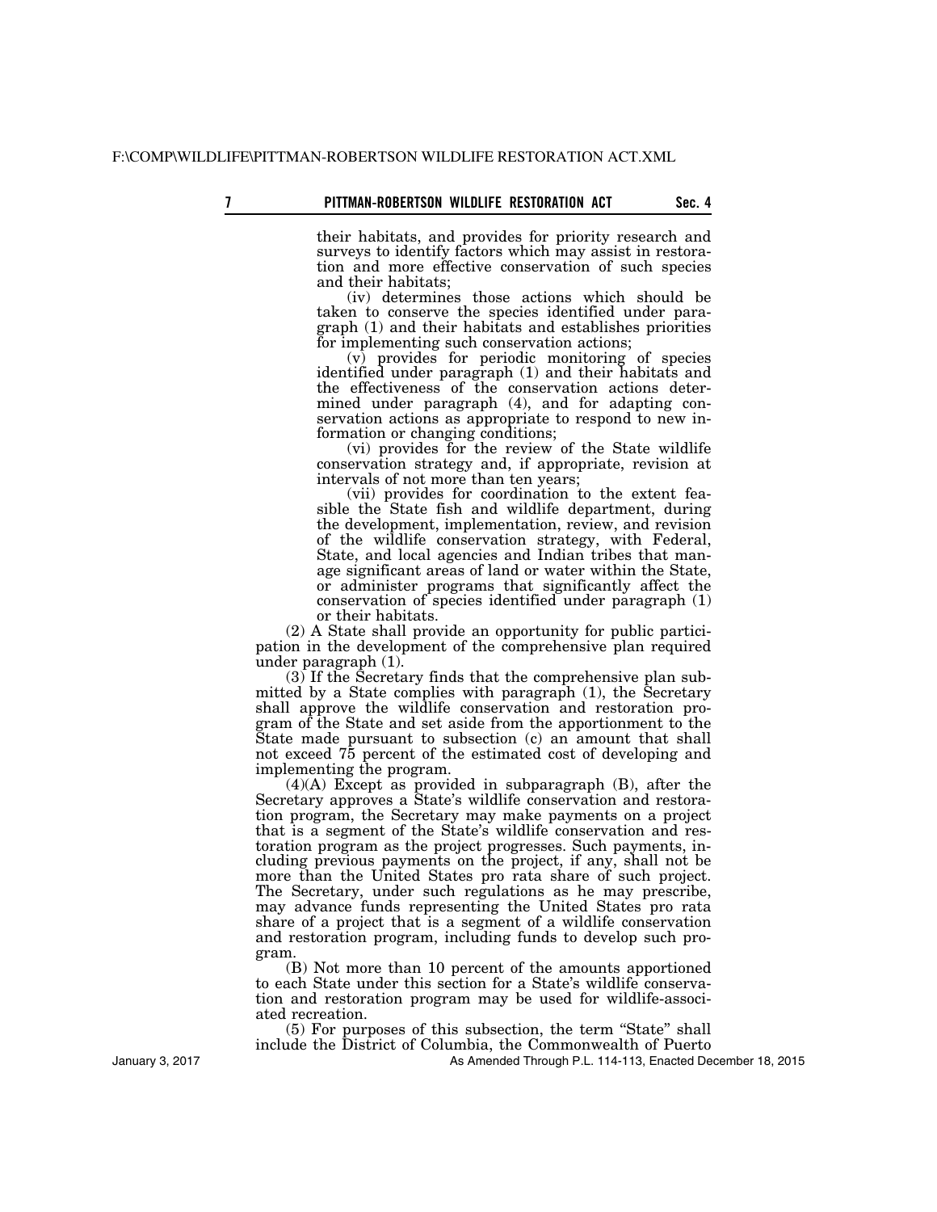their habitats, and provides for priority research and surveys to identify factors which may assist in restoration and more effective conservation of such species and their habitats;

(iv) determines those actions which should be taken to conserve the species identified under paragraph (1) and their habitats and establishes priorities for implementing such conservation actions;

(v) provides for periodic monitoring of species identified under paragraph (1) and their habitats and the effectiveness of the conservation actions determined under paragraph (4), and for adapting conservation actions as appropriate to respond to new information or changing conditions;

(vi) provides for the review of the State wildlife conservation strategy and, if appropriate, revision at intervals of not more than ten years;

(vii) provides for coordination to the extent feasible the State fish and wildlife department, during the development, implementation, review, and revision of the wildlife conservation strategy, with Federal, State, and local agencies and Indian tribes that manage significant areas of land or water within the State, or administer programs that significantly affect the conservation of species identified under paragraph (1) or their habitats.

(2) A State shall provide an opportunity for public participation in the development of the comprehensive plan required under paragraph (1).

(3) If the Secretary finds that the comprehensive plan submitted by a State complies with paragraph (1), the Secretary shall approve the wildlife conservation and restoration program of the State and set aside from the apportionment to the State made pursuant to subsection (c) an amount that shall not exceed 75 percent of the estimated cost of developing and implementing the program.

(4)(A) Except as provided in subparagraph (B), after the Secretary approves a State's wildlife conservation and restoration program, the Secretary may make payments on a project that is a segment of the State's wildlife conservation and restoration program as the project progresses. Such payments, including previous payments on the project, if any, shall not be more than the United States pro rata share of such project. The Secretary, under such regulations as he may prescribe, may advance funds representing the United States pro rata share of a project that is a segment of a wildlife conservation and restoration program, including funds to develop such program.

(B) Not more than 10 percent of the amounts apportioned to each State under this section for a State's wildlife conservation and restoration program may be used for wildlife-associated recreation.

(5) For purposes of this subsection, the term "State" shall include the District of Columbia, the Commonwealth of Puerto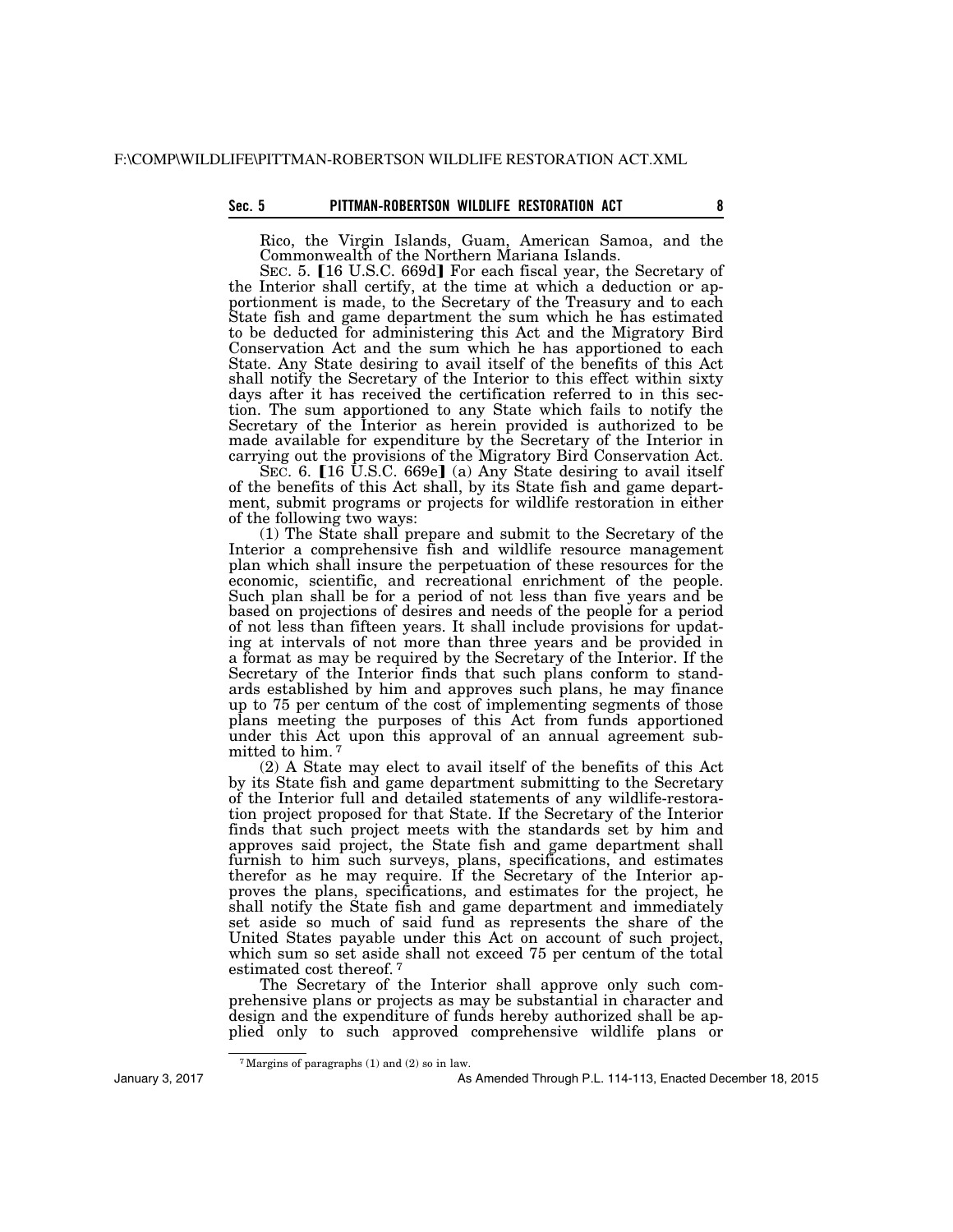Rico, the Virgin Islands, Guam, American Samoa, and the Commonwealth of the Northern Mariana Islands.

SEC. 5. [16 U.S.C. 669d] For each fiscal year, the Secretary of the Interior shall certify, at the time at which a deduction or apportionment is made, to the Secretary of the Treasury and to each State fish and game department the sum which he has estimated to be deducted for administering this Act and the Migratory Bird Conservation Act and the sum which he has apportioned to each State. Any State desiring to avail itself of the benefits of this Act shall notify the Secretary of the Interior to this effect within sixty days after it has received the certification referred to in this section. The sum apportioned to any State which fails to notify the Secretary of the Interior as herein provided is authorized to be made available for expenditure by the Secretary of the Interior in carrying out the provisions of the Migratory Bird Conservation Act.

SEC. 6. [16 U.S.C. 669e] (a) Any State desiring to avail itself of the benefits of this Act shall, by its State fish and game department, submit programs or projects for wildlife restoration in either of the following two ways:

(1) The State shall prepare and submit to the Secretary of the Interior a comprehensive fish and wildlife resource management plan which shall insure the perpetuation of these resources for the economic, scientific, and recreational enrichment of the people. Such plan shall be for a period of not less than five years and be based on projections of desires and needs of the people for a period of not less than fifteen years. It shall include provisions for updating at intervals of not more than three years and be provided in a format as may be required by the Secretary of the Interior. If the Secretary of the Interior finds that such plans conform to standards established by him and approves such plans, he may finance up to 75 per centum of the cost of implementing segments of those plans meeting the purposes of this Act from funds apportioned under this Act upon this approval of an annual agreement submitted to him.[7]

(2) A State may elect to avail itself of the benefits of this Act by its State fish and game department submitting to the Secretary of the Interior full and detailed statements of any wildlife-restoration project proposed for that State. If the Secretary of the Interior finds that such project meets with the standards set by him and approves said project, the State fish and game department shall furnish to him such surveys, plans, specifications, and estimates therefor as he may require. If the Secretary of the Interior approves the plans, specifications, and estimates for the project, he shall notify the State fish and game department and immediately set aside so much of said fund as represents the share of the United States payable under this Act on account of such project, which sum so set aside shall not exceed 75 per centum of the total estimated cost thereof.[7]

The Secretary of the Interior shall approve only such comprehensive plans or projects as may be substantial in character and design and the expenditure of funds hereby authorized shall be applied only to such approved comprehensive wildlife plans or

[7] Margins of paragraphs (1) and (2) so in law.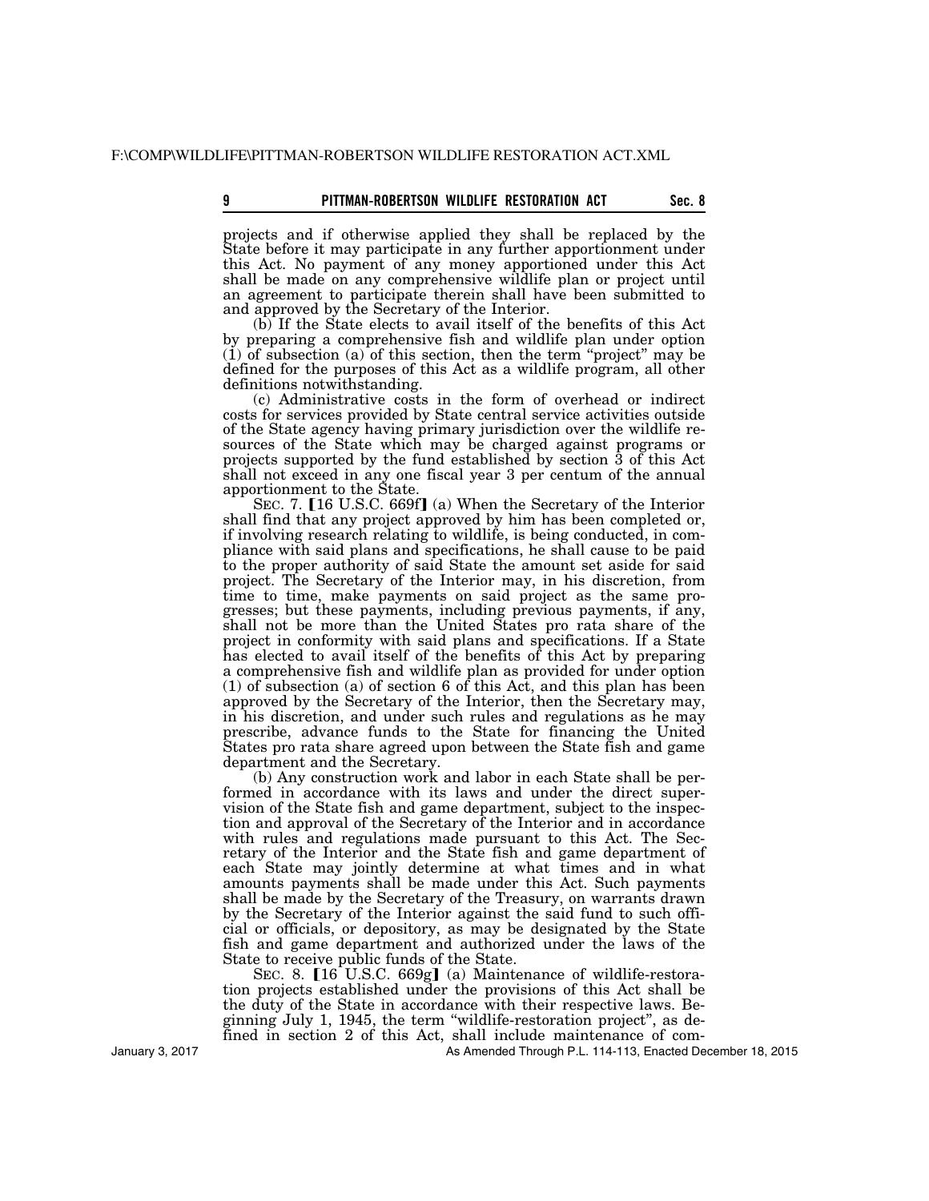projects and if otherwise applied they shall be replaced by the State before it may participate in any further apportionment under this Act. No payment of any money apportioned under this Act shall be made on any comprehensive wildlife plan or project until an agreement to participate therein shall have been submitted to and approved by the Secretary of the Interior.

(b) If the State elects to avail itself of the benefits of this Act by preparing a comprehensive fish and wildlife plan under option (1) of subsection (a) of this section, then the term "project" may be defined for the purposes of this Act as a wildlife program, all other definitions notwithstanding.

(c) Administrative costs in the form of overhead or indirect costs for services provided by State central service activities outside of the State agency having primary jurisdiction over the wildlife resources of the State which may be charged against programs or projects supported by the fund established by section 3 of this Act shall not exceed in any one fiscal year 3 per centum of the annual apportionment to the State.

SEC. 7. 【16 U.S.C. 669f】 (a) When the Secretary of the Interior shall find that any project approved by him has been completed or, if involving research relating to wildlife, is being conducted, in compliance with said plans and specifications, he shall cause to be paid to the proper authority of said State the amount set aside for said project. The Secretary of the Interior may, in his discretion, from time to time, make payments on said project as the same progresses; but these payments, including previous payments, if any, shall not be more than the United States pro rata share of the project in conformity with said plans and specifications. If a State has elected to avail itself of the benefits of this Act by preparing a comprehensive fish and wildlife plan as provided for under option (1) of subsection (a) of section 6 of this Act, and this plan has been approved by the Secretary of the Interior, then the Secretary may, in his discretion, and under such rules and regulations as he may prescribe, advance funds to the State for financing the United States pro rata share agreed upon between the State fish and game department and the Secretary.

(b) Any construction work and labor in each State shall be performed in accordance with its laws and under the direct supervision of the State fish and game department, subject to the inspection and approval of the Secretary of the Interior and in accordance with rules and regulations made pursuant to this Act. The Secretary of the Interior and the State fish and game department of each State may jointly determine at what times and in what amounts payments shall be made under this Act. Such payments shall be made by the Secretary of the Treasury, on warrants drawn by the Secretary of the Interior against the said fund to such official or officials, or depository, as may be designated by the State fish and game department and authorized under the laws of the State to receive public funds of the State.

SEC. 8. 【16 U.S.C. 669g】 (a) Maintenance of wildlife-restoration projects established under the provisions of this Act shall be the duty of the State in accordance with their respective laws. Beginning July 1, 1945, the term "wildlife-restoration project", as defined in section 2 of this Act, shall include maintenance of com-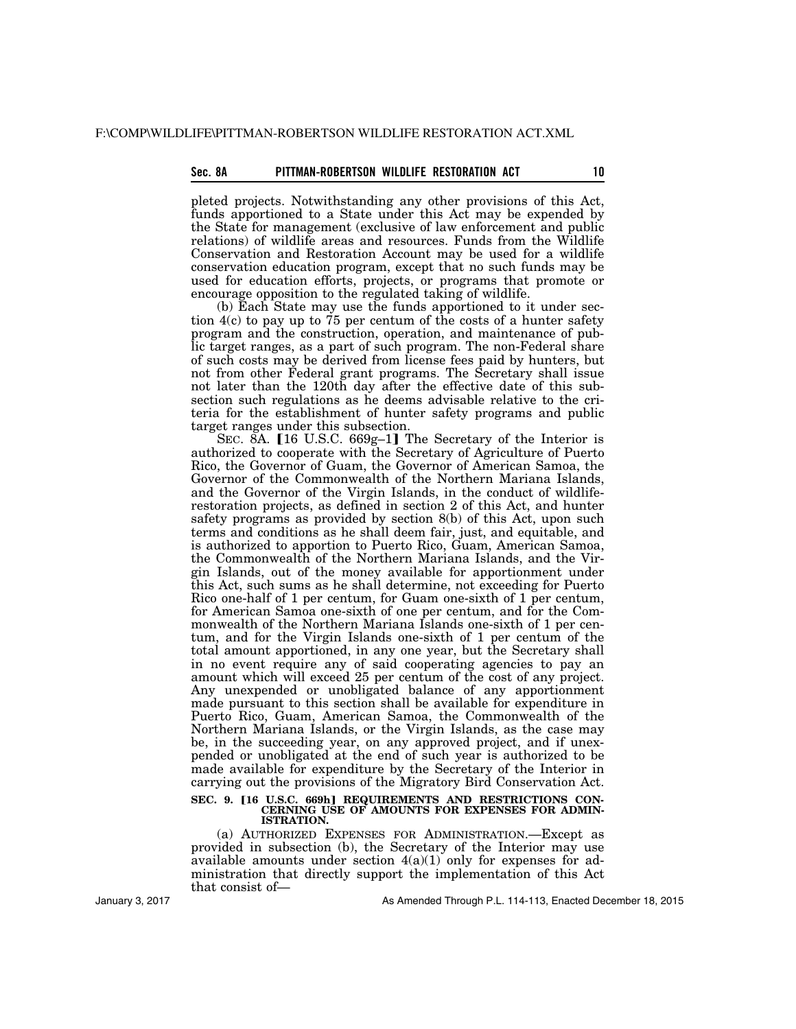pleted projects. Notwithstanding any other provisions of this Act, funds apportioned to a State under this Act may be expended by the State for management (exclusive of law enforcement and public relations) of wildlife areas and resources. Funds from the Wildlife Conservation and Restoration Account may be used for a wildlife conservation education program, except that no such funds may be used for education efforts, projects, or programs that promote or encourage opposition to the regulated taking of wildlife.

(b) Each State may use the funds apportioned to it under section 4(c) to pay up to 75 per centum of the costs of a hunter safety program and the construction, operation, and maintenance of public target ranges, as a part of such program. The non-Federal share of such costs may be derived from license fees paid by hunters, but not from other Federal grant programs. The Secretary shall issue not later than the 120th day after the effective date of this subsection such regulations as he deems advisable relative to the criteria for the establishment of hunter safety programs and public target ranges under this subsection.

SEC. 8A. [16 U.S.C. 669g–1] The Secretary of the Interior is authorized to cooperate with the Secretary of Agriculture of Puerto Rico, the Governor of Guam, the Governor of American Samoa, the Governor of the Commonwealth of the Northern Mariana Islands, and the Governor of the Virgin Islands, in the conduct of wildlife-restoration projects, as defined in section 2 of this Act, and hunter safety programs as provided by section 8(b) of this Act, upon such terms and conditions as he shall deem fair, just, and equitable, and is authorized to apportion to Puerto Rico, Guam, American Samoa, the Commonwealth of the Northern Mariana Islands, and the Virgin Islands, out of the money available for apportionment under this Act, such sums as he shall determine, not exceeding for Puerto Rico one-half of 1 per centum, for Guam one-sixth of 1 per centum, for American Samoa one-sixth of one per centum, and for the Commonwealth of the Northern Mariana Islands one-sixth of 1 per centum, and for the Virgin Islands one-sixth of 1 per centum of the total amount apportioned, in any one year, but the Secretary shall in no event require any of said cooperating agencies to pay an amount which will exceed 25 per centum of the cost of any project. Any unexpended or unobligated balance of any apportionment made pursuant to this section shall be available for expenditure in Puerto Rico, Guam, American Samoa, the Commonwealth of the Northern Mariana Islands, or the Virgin Islands, as the case may be, in the succeeding year, on any approved project, and if unexpended or unobligated at the end of such year is authorized to be made available for expenditure by the Secretary of the Interior in carrying out the provisions of the Migratory Bird Conservation Act.

## SEC. 9. [16 U.S.C. 669h] REQUIREMENTS AND RESTRICTIONS CONCERNING USE OF AMOUNTS FOR EXPENSES FOR ADMINISTRATION.

(a) AUTHORIZED EXPENSES FOR ADMINISTRATION.—Except as provided in subsection (b), the Secretary of the Interior may use available amounts under section 4(a)(1) only for expenses for administration that directly support the implementation of this Act that consist of—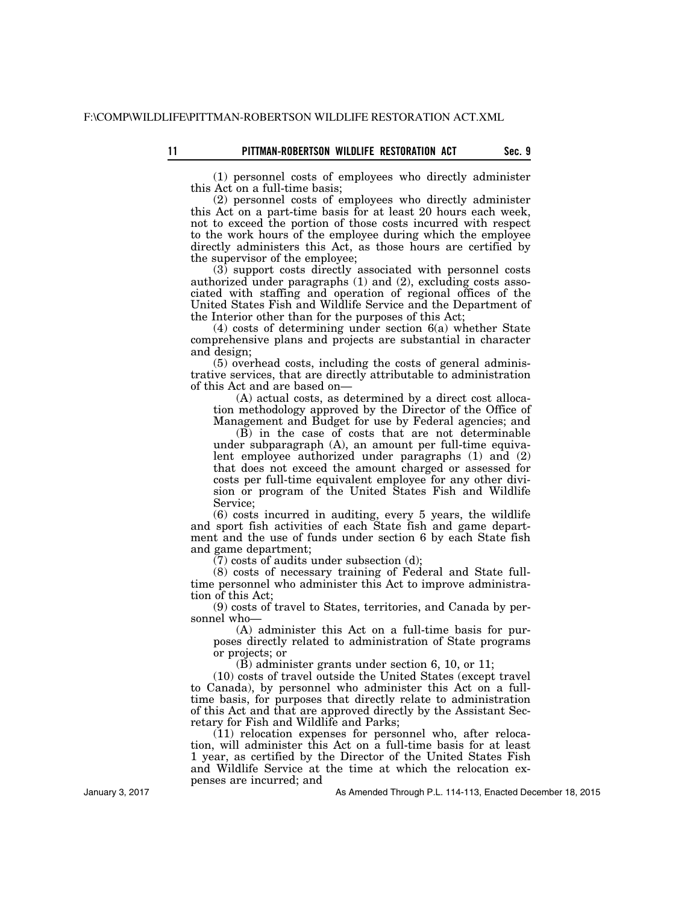(1) personnel costs of employees who directly administer this Act on a full-time basis;

(2) personnel costs of employees who directly administer this Act on a part-time basis for at least 20 hours each week, not to exceed the portion of those costs incurred with respect to the work hours of the employee during which the employee directly administers this Act, as those hours are certified by the supervisor of the employee;

(3) support costs directly associated with personnel costs authorized under paragraphs (1) and (2), excluding costs associated with staffing and operation of regional offices of the United States Fish and Wildlife Service and the Department of the Interior other than for the purposes of this Act;

(4) costs of determining under section 6(a) whether State comprehensive plans and projects are substantial in character and design;

(5) overhead costs, including the costs of general administrative services, that are directly attributable to administration of this Act and are based on—

(A) actual costs, as determined by a direct cost allocation methodology approved by the Director of the Office of Management and Budget for use by Federal agencies; and

(B) in the case of costs that are not determinable under subparagraph (A), an amount per full-time equivalent employee authorized under paragraphs (1) and (2) that does not exceed the amount charged or assessed for costs per full-time equivalent employee for any other division or program of the United States Fish and Wildlife Service;

(6) costs incurred in auditing, every 5 years, the wildlife and sport fish activities of each State fish and game department and the use of funds under section 6 by each State fish and game department;

(7) costs of audits under subsection (d);

(8) costs of necessary training of Federal and State full-time personnel who administer this Act to improve administration of this Act;

(9) costs of travel to States, territories, and Canada by personnel who—

(A) administer this Act on a full-time basis for purposes directly related to administration of State programs or projects; or

(B) administer grants under section 6, 10, or 11;

(10) costs of travel outside the United States (except travel to Canada), by personnel who administer this Act on a full-time basis, for purposes that directly relate to administration of this Act and that are approved directly by the Assistant Secretary for Fish and Wildlife and Parks;

(11) relocation expenses for personnel who, after relocation, will administer this Act on a full-time basis for at least 1 year, as certified by the Director of the United States Fish and Wildlife Service at the time at which the relocation expenses are incurred; and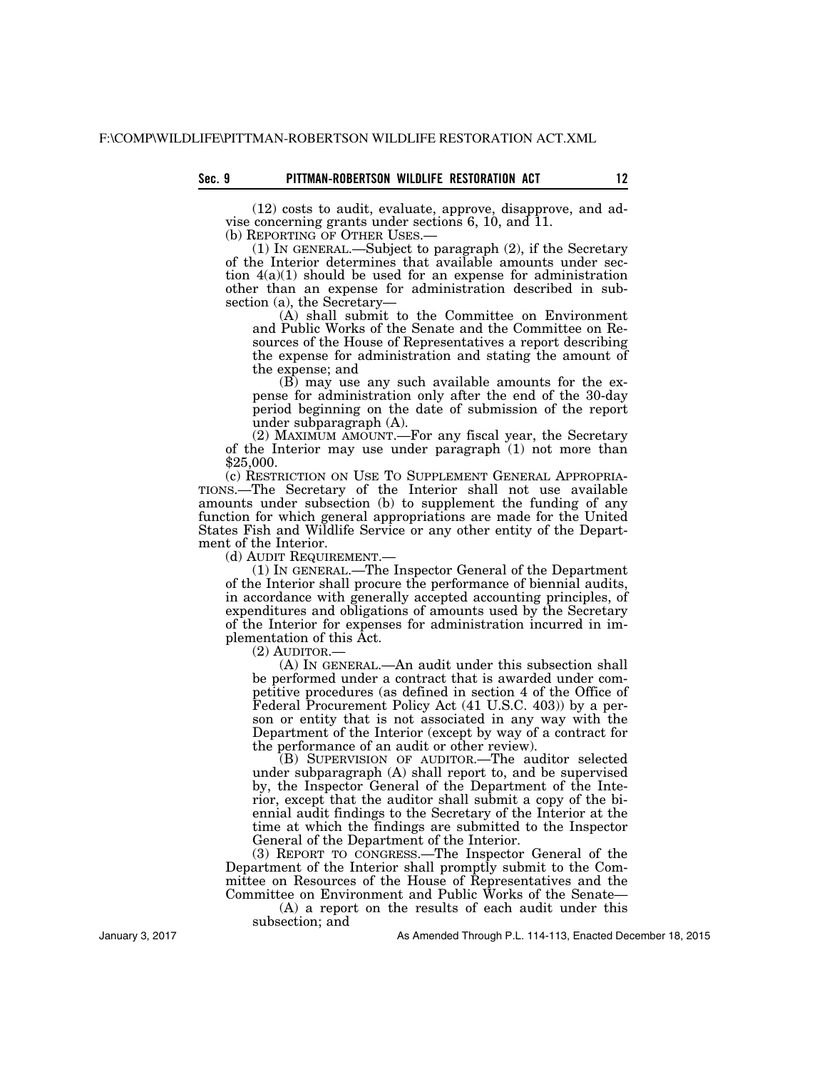(12) costs to audit, evaluate, approve, disapprove, and advise concerning grants under sections 6, 10, and 11.

(b) REPORTING OF OTHER USES.—

(1) IN GENERAL.—Subject to paragraph (2), if the Secretary of the Interior determines that available amounts under section 4(a)(1) should be used for an expense for administration other than an expense for administration described in subsection (a), the Secretary—

(A) shall submit to the Committee on Environment and Public Works of the Senate and the Committee on Resources of the House of Representatives a report describing the expense for administration and stating the amount of the expense; and

(B) may use any such available amounts for the expense for administration only after the end of the 30-day period beginning on the date of submission of the report under subparagraph (A).

(2) MAXIMUM AMOUNT.—For any fiscal year, the Secretary of the Interior may use under paragraph (1) not more than $25,000.

(c) RESTRICTION ON USE TO SUPPLEMENT GENERAL APPROPRIATIONS.—The Secretary of the Interior shall not use available amounts under subsection (b) to supplement the funding of any function for which general appropriations are made for the United States Fish and Wildlife Service or any other entity of the Department of the Interior.

(d) AUDIT REQUIREMENT.—

(1) IN GENERAL.—The Inspector General of the Department of the Interior shall procure the performance of biennial audits, in accordance with generally accepted accounting principles, of expenditures and obligations of amounts used by the Secretary of the Interior for expenses for administration incurred in implementation of this Act.

(2) AUDITOR.—

(A) IN GENERAL.—An audit under this subsection shall be performed under a contract that is awarded under competitive procedures (as defined in section 4 of the Office of Federal Procurement Policy Act (41 U.S.C. 403)) by a person or entity that is not associated in any way with the Department of the Interior (except by way of a contract for the performance of an audit or other review).

(B) SUPERVISION OF AUDITOR.—The auditor selected under subparagraph (A) shall report to, and be supervised by, the Inspector General of the Department of the Interior, except that the auditor shall submit a copy of the biennial audit findings to the Secretary of the Interior at the time at which the findings are submitted to the Inspector General of the Department of the Interior.

(3) REPORT TO CONGRESS.—The Inspector General of the Department of the Interior shall promptly submit to the Committee on Resources of the House of Representatives and the Committee on Environment and Public Works of the Senate—

(A) a report on the results of each audit under this subsection; and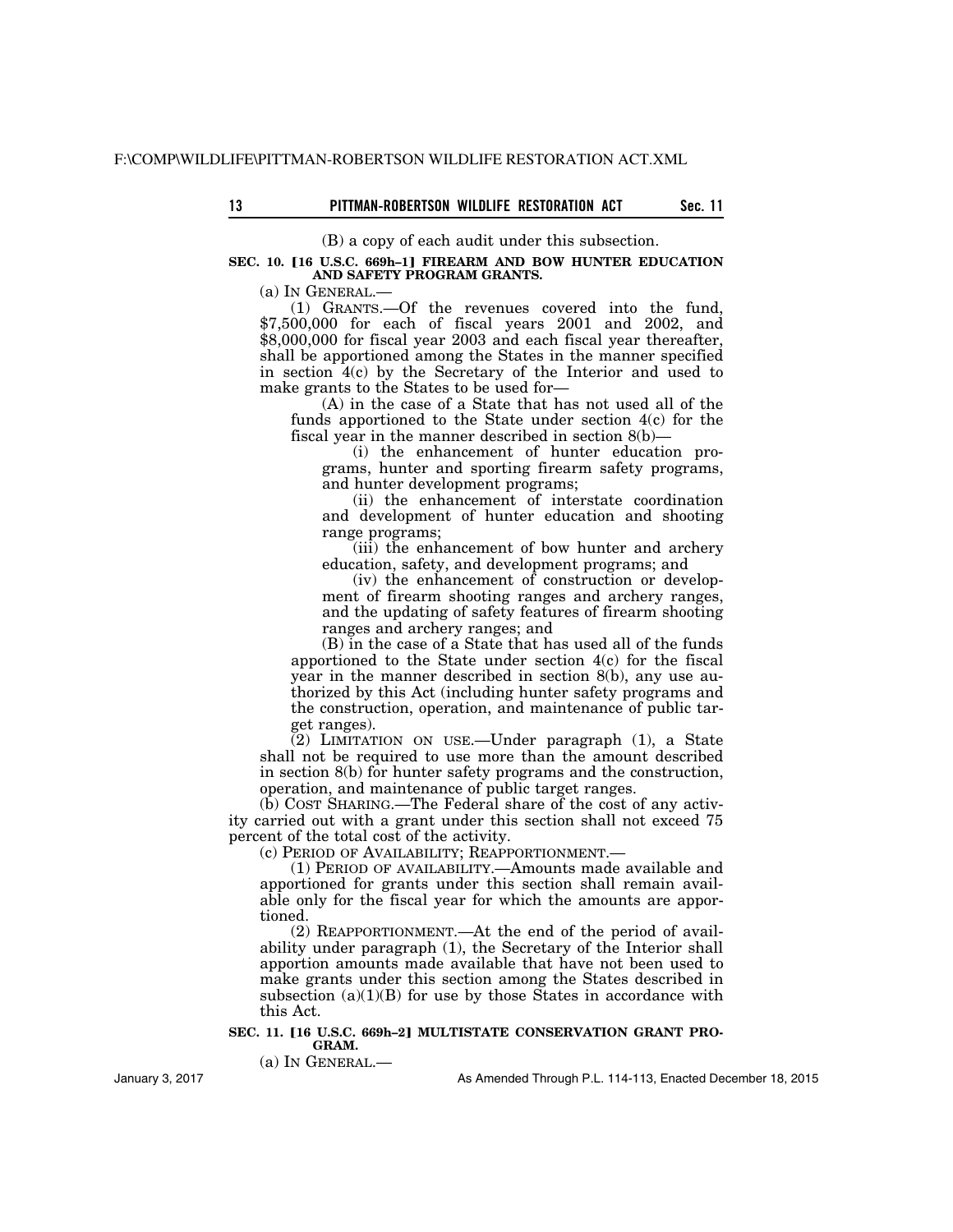(B) a copy of each audit under this subsection.

**SEC. 10. [16 U.S.C. 669h–1] FIREARM AND BOW HUNTER EDUCATION AND SAFETY PROGRAM GRANTS.**

(a) IN GENERAL.—

(1) GRANTS.—Of the revenues covered into the fund, $7,500,000 for each of fiscal years 2001 and 2002, and $8,000,000 for fiscal year 2003 and each fiscal year thereafter, shall be apportioned among the States in the manner specified in section 4(c) by the Secretary of the Interior and used to make grants to the States to be used for—

(A) in the case of a State that has not used all of the funds apportioned to the State under section 4(c) for the fiscal year in the manner described in section 8(b)—

(i) the enhancement of hunter education programs, hunter and sporting firearm safety programs, and hunter development programs;

(ii) the enhancement of interstate coordination and development of hunter education and shooting range programs;

(iii) the enhancement of bow hunter and archery education, safety, and development programs; and

(iv) the enhancement of construction or development of firearm shooting ranges and archery ranges, and the updating of safety features of firearm shooting ranges and archery ranges; and

(B) in the case of a State that has used all of the funds apportioned to the State under section 4(c) for the fiscal year in the manner described in section 8(b), any use authorized by this Act (including hunter safety programs and the construction, operation, and maintenance of public target ranges).

(2) LIMITATION ON USE.—Under paragraph (1), a State shall not be required to use more than the amount described in section 8(b) for hunter safety programs and the construction, operation, and maintenance of public target ranges.

(b) COST SHARING.—The Federal share of the cost of any activity carried out with a grant under this section shall not exceed 75 percent of the total cost of the activity.

(c) PERIOD OF AVAILABILITY; REAPPORTIONMENT.—

(1) PERIOD OF AVAILABILITY.—Amounts made available and apportioned for grants under this section shall remain available only for the fiscal year for which the amounts are apportioned.

(2) REAPPORTIONMENT.—At the end of the period of availability under paragraph (1), the Secretary of the Interior shall apportion amounts made available that have not been used to make grants under this section among the States described in subsection (a)(1)(B) for use by those States in accordance with this Act.

**SEC. 11. [16 U.S.C. 669h–2] MULTISTATE CONSERVATION GRANT PROGRAM.**

(a) IN GENERAL.—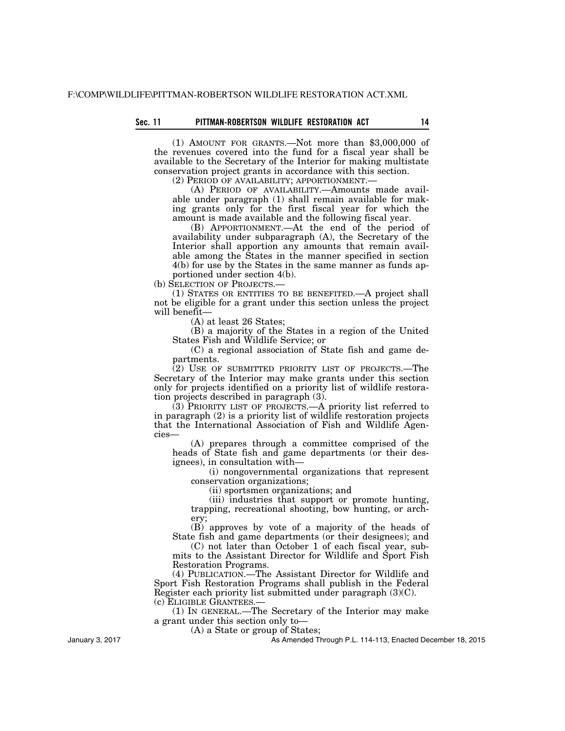(1) AMOUNT FOR GRANTS.—Not more than $3,000,000 of the revenues covered into the fund for a fiscal year shall be available to the Secretary of the Interior for making multistate conservation project grants in accordance with this section.

(2) PERIOD OF AVAILABILITY; APPORTIONMENT.—

(A) PERIOD OF AVAILABILITY.—Amounts made available under paragraph (1) shall remain available for making grants only for the first fiscal year for which the amount is made available and the following fiscal year.

(B) APPORTIONMENT.—At the end of the period of availability under subparagraph (A), the Secretary of the Interior shall apportion any amounts that remain available among the States in the manner specified in section 4(b) for use by the States in the same manner as funds apportioned under section 4(b).

(b) SELECTION OF PROJECTS.—

(1) STATES OR ENTITIES TO BE BENEFITED.—A project shall not be eligible for a grant under this section unless the project will benefit—

(A) at least 26 States;

(B) a majority of the States in a region of the United States Fish and Wildlife Service; or

(C) a regional association of State fish and game departments.

(2) USE OF SUBMITTED PRIORITY LIST OF PROJECTS.—The Secretary of the Interior may make grants under this section only for projects identified on a priority list of wildlife restoration projects described in paragraph (3).

(3) PRIORITY LIST OF PROJECTS.—A priority list referred to in paragraph (2) is a priority list of wildlife restoration projects that the International Association of Fish and Wildlife Agencies—

(A) prepares through a committee comprised of the heads of State fish and game departments (or their designees), in consultation with—

(i) nongovernmental organizations that represent conservation organizations;

(ii) sportsmen organizations; and

(iii) industries that support or promote hunting, trapping, recreational shooting, bow hunting, or archery;

(B) approves by vote of a majority of the heads of State fish and game departments (or their designees); and

(C) not later than October 1 of each fiscal year, submits to the Assistant Director for Wildlife and Sport Fish Restoration Programs.

(4) PUBLICATION.—The Assistant Director for Wildlife and Sport Fish Restoration Programs shall publish in the Federal Register each priority list submitted under paragraph (3)(C).

(c) ELIGIBLE GRANTEES.—

(1) IN GENERAL.—The Secretary of the Interior may make a grant under this section only to—

(A) a State or group of States;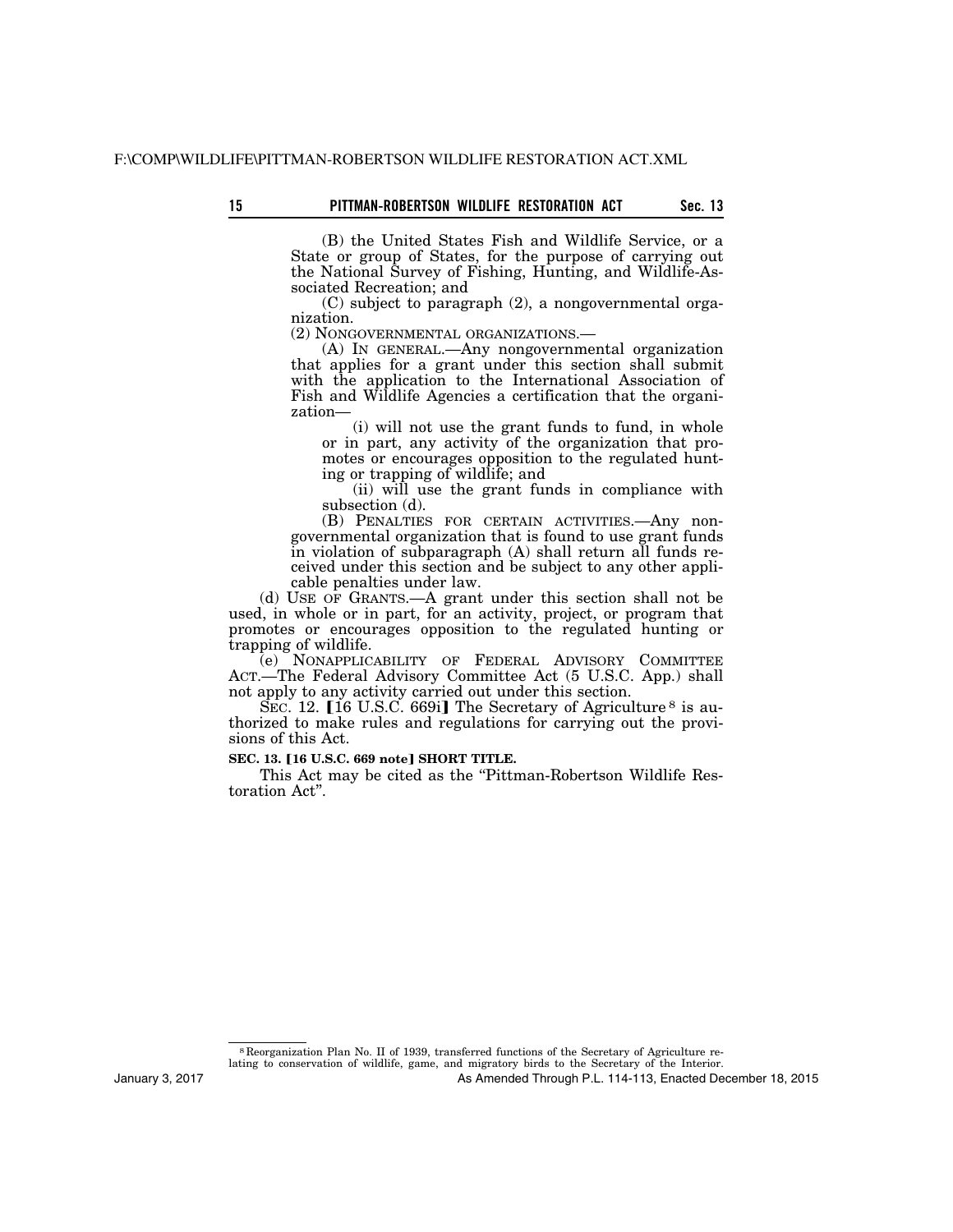(B) the United States Fish and Wildlife Service, or a State or group of States, for the purpose of carrying out the National Survey of Fishing, Hunting, and Wildlife-Associated Recreation; and

(C) subject to paragraph (2), a nongovernmental organization.

(2) NONGOVERNMENTAL ORGANIZATIONS.—

(A) IN GENERAL.—Any nongovernmental organization that applies for a grant under this section shall submit with the application to the International Association of Fish and Wildlife Agencies a certification that the organization—

(i) will not use the grant funds to fund, in whole or in part, any activity of the organization that promotes or encourages opposition to the regulated hunting or trapping of wildlife; and

(ii) will use the grant funds in compliance with subsection (d).

(B) PENALTIES FOR CERTAIN ACTIVITIES.—Any nongovernmental organization that is found to use grant funds in violation of subparagraph (A) shall return all funds received under this section and be subject to any other applicable penalties under law.

(d) USE OF GRANTS.—A grant under this section shall not be used, in whole or in part, for an activity, project, or program that promotes or encourages opposition to the regulated hunting or trapping of wildlife.

(e) NONAPPLICABILITY OF FEDERAL ADVISORY COMMITTEE ACT.—The Federal Advisory Committee Act (5 U.S.C. App.) shall not apply to any activity carried out under this section.

SEC. 12. [16 U.S.C. 669i] The Secretary of Agriculture [8] is authorized to make rules and regulations for carrying out the provisions of this Act.

**SEC. 13. [16 U.S.C. 669 note] SHORT TITLE.**

This Act may be cited as the "Pittman-Robertson Wildlife Restoration Act".

[8] Reorganization Plan No. II of 1939, transferred functions of the Secretary of Agriculture relating to conservation of wildlife, game, and migratory birds to the Secretary of the Interior.